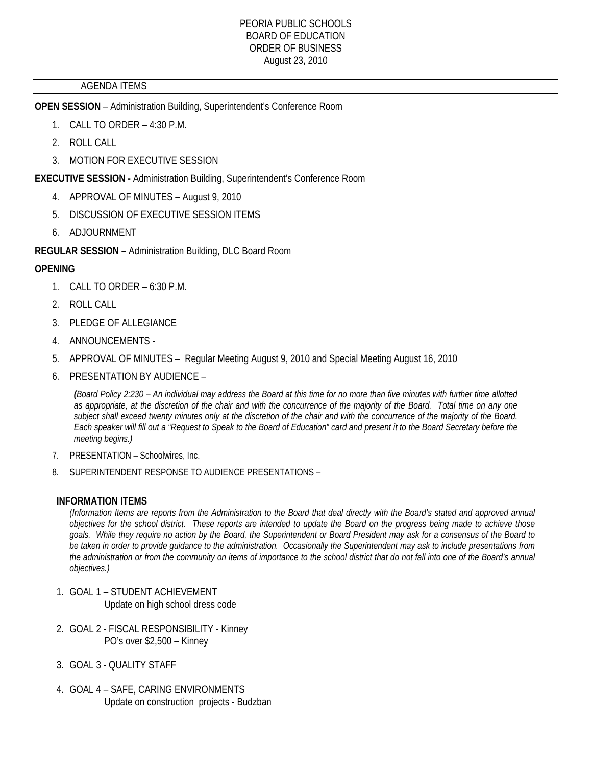PEORIA PUBLIC SCHOOLS
BOARD OF EDUCATION
ORDER OF BUSINESS
August 23, 2010

---

AGENDA ITEMS

---

**OPEN SESSION** – Administration Building, Superintendent's Conference Room

1. CALL TO ORDER – 4:30 P.M.
2. ROLL CALL
3. MOTION FOR EXECUTIVE SESSION

**EXECUTIVE SESSION -** Administration Building, Superintendent's Conference Room

4. APPROVAL OF MINUTES – August 9, 2010
5. DISCUSSION OF EXECUTIVE SESSION ITEMS
6. ADJOURNMENT

**REGULAR SESSION –** Administration Building, DLC Board Room

**OPENING**

1. CALL TO ORDER – 6:30 P.M.
2. ROLL CALL
3. PLEDGE OF ALLEGIANCE
4. ANNOUNCEMENTS -
5. APPROVAL OF MINUTES – Regular Meeting August 9, 2010 and Special Meeting August 16, 2010
6. PRESENTATION BY AUDIENCE –

   *(Board Policy 2:230 – An individual may address the Board at this time for no more than five minutes with further time allotted as appropriate, at the discretion of the chair and with the concurrence of the majority of the Board. Total time on any one subject shall exceed twenty minutes only at the discretion of the chair and with the concurrence of the majority of the Board. Each speaker will fill out a "Request to Speak to the Board of Education" card and present it to the Board Secretary before the meeting begins.)*

7. PRESENTATION – Schoolwires, Inc.
8. SUPERINTENDENT RESPONSE TO AUDIENCE PRESENTATIONS –

**INFORMATION ITEMS**

*(Information Items are reports from the Administration to the Board that deal directly with the Board's stated and approved annual objectives for the school district. These reports are intended to update the Board on the progress being made to achieve those goals. While they require no action by the Board, the Superintendent or Board President may ask for a consensus of the Board to be taken in order to provide guidance to the administration. Occasionally the Superintendent may ask to include presentations from the administration or from the community on items of importance to the school district that do not fall into one of the Board's annual objectives.)*

1. GOAL 1 – STUDENT ACHIEVEMENT
   Update on high school dress code
2. GOAL 2 - FISCAL RESPONSIBILITY - Kinney
   PO's over $2,500 – Kinney
3. GOAL 3 - QUALITY STAFF
4. GOAL 4 – SAFE, CARING ENVIRONMENTS
   Update on construction projects - Budzban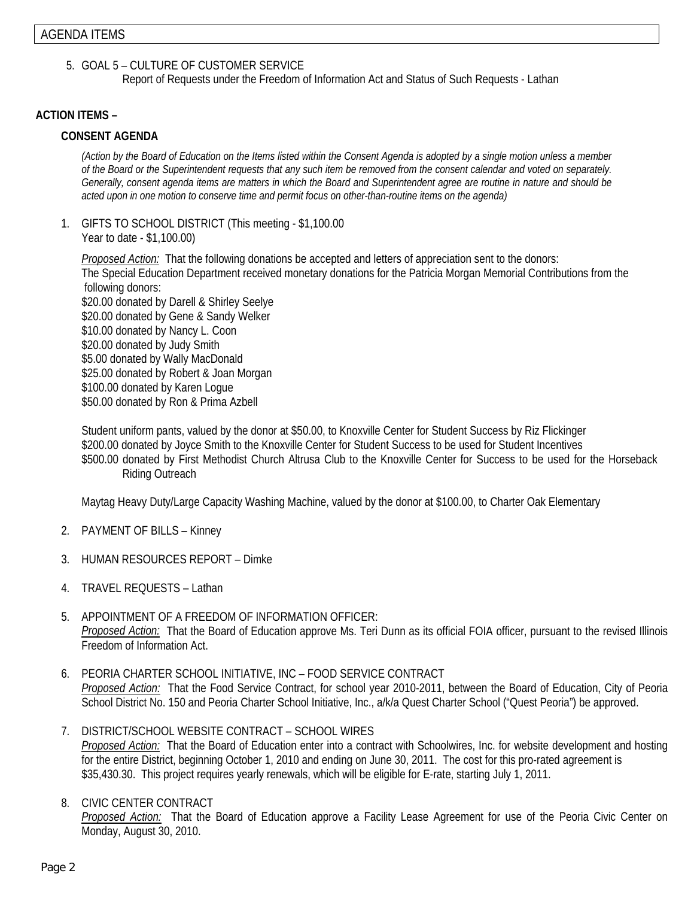AGENDA ITEMS

5. GOAL 5 – CULTURE OF CUSTOMER SERVICE
   Report of Requests under the Freedom of Information Act and Status of Such Requests - Lathan

**ACTION ITEMS –**

**CONSENT AGENDA**

*(Action by the Board of Education on the Items listed within the Consent Agenda is adopted by a single motion unless a member of the Board or the Superintendent requests that any such item be removed from the consent calendar and voted on separately. Generally, consent agenda items are matters in which the Board and Superintendent agree are routine in nature and should be acted upon in one motion to conserve time and permit focus on other-than-routine items on the agenda)*

1. GIFTS TO SCHOOL DISTRICT (This meeting - $1,100.00
   Year to date - $1,100.00)

   Proposed Action: That the following donations be accepted and letters of appreciation sent to the donors:
   The Special Education Department received monetary donations for the Patricia Morgan Memorial Contributions from the following donors:
   $20.00 donated by Darell & Shirley Seelye
   $20.00 donated by Gene & Sandy Welker
   $10.00 donated by Nancy L. Coon
   $20.00 donated by Judy Smith
   $5.00 donated by Wally MacDonald
   $25.00 donated by Robert & Joan Morgan
   $100.00 donated by Karen Logue
   $50.00 donated by Ron & Prima Azbell

   Student uniform pants, valued by the donor at $50.00, to Knoxville Center for Student Success by Riz Flickinger
   $200.00 donated by Joyce Smith to the Knoxville Center for Student Success to be used for Student Incentives
   $500.00 donated by First Methodist Church Altrusa Club to the Knoxville Center for Success to be used for the Horseback Riding Outreach

   Maytag Heavy Duty/Large Capacity Washing Machine, valued by the donor at $100.00, to Charter Oak Elementary

2. PAYMENT OF BILLS – Kinney

3. HUMAN RESOURCES REPORT – Dimke

4. TRAVEL REQUESTS – Lathan

5. APPOINTMENT OF A FREEDOM OF INFORMATION OFFICER:
   Proposed Action: That the Board of Education approve Ms. Teri Dunn as its official FOIA officer, pursuant to the revised Illinois Freedom of Information Act.

6. PEORIA CHARTER SCHOOL INITIATIVE, INC – FOOD SERVICE CONTRACT
   Proposed Action: That the Food Service Contract, for school year 2010-2011, between the Board of Education, City of Peoria School District No. 150 and Peoria Charter School Initiative, Inc., a/k/a Quest Charter School ("Quest Peoria") be approved.

7. DISTRICT/SCHOOL WEBSITE CONTRACT – SCHOOL WIRES
   Proposed Action: That the Board of Education enter into a contract with Schoolwires, Inc. for website development and hosting for the entire District, beginning October 1, 2010 and ending on June 30, 2011. The cost for this pro-rated agreement is $35,430.30. This project requires yearly renewals, which will be eligible for E-rate, starting July 1, 2011.

8. CIVIC CENTER CONTRACT
   Proposed Action: That the Board of Education approve a Facility Lease Agreement for use of the Peoria Civic Center on Monday, August 30, 2010.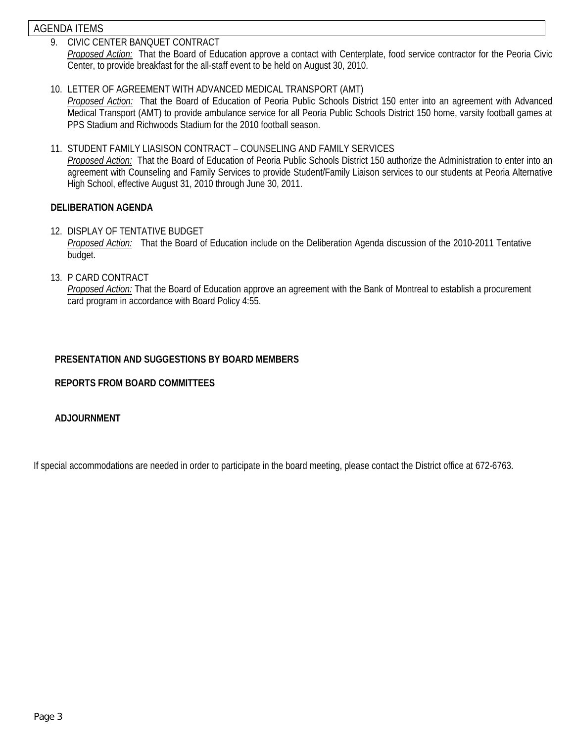AGENDA ITEMS

9. CIVIC CENTER BANQUET CONTRACT
   *Proposed Action:* That the Board of Education approve a contact with Centerplate, food service contractor for the Peoria Civic Center, to provide breakfast for the all-staff event to be held on August 30, 2010.

10. LETTER OF AGREEMENT WITH ADVANCED MEDICAL TRANSPORT (AMT)
    *Proposed Action:* That the Board of Education of Peoria Public Schools District 150 enter into an agreement with Advanced Medical Transport (AMT) to provide ambulance service for all Peoria Public Schools District 150 home, varsity football games at PPS Stadium and Richwoods Stadium for the 2010 football season.

11. STUDENT FAMILY LIASISON CONTRACT – COUNSELING AND FAMILY SERVICES
    *Proposed Action:* That the Board of Education of Peoria Public Schools District 150 authorize the Administration to enter into an agreement with Counseling and Family Services to provide Student/Family Liaison services to our students at Peoria Alternative High School, effective August 31, 2010 through June 30, 2011.

**DELIBERATION AGENDA**

12. DISPLAY OF TENTATIVE BUDGET
    *Proposed Action:* That the Board of Education include on the Deliberation Agenda discussion of the 2010-2011 Tentative budget.

13. P CARD CONTRACT
    *Proposed Action:* That the Board of Education approve an agreement with the Bank of Montreal to establish a procurement card program in accordance with Board Policy 4:55.

**PRESENTATION AND SUGGESTIONS BY BOARD MEMBERS**

**REPORTS FROM BOARD COMMITTEES**

**ADJOURNMENT**

If special accommodations are needed in order to participate in the board meeting, please contact the District office at 672-6763.